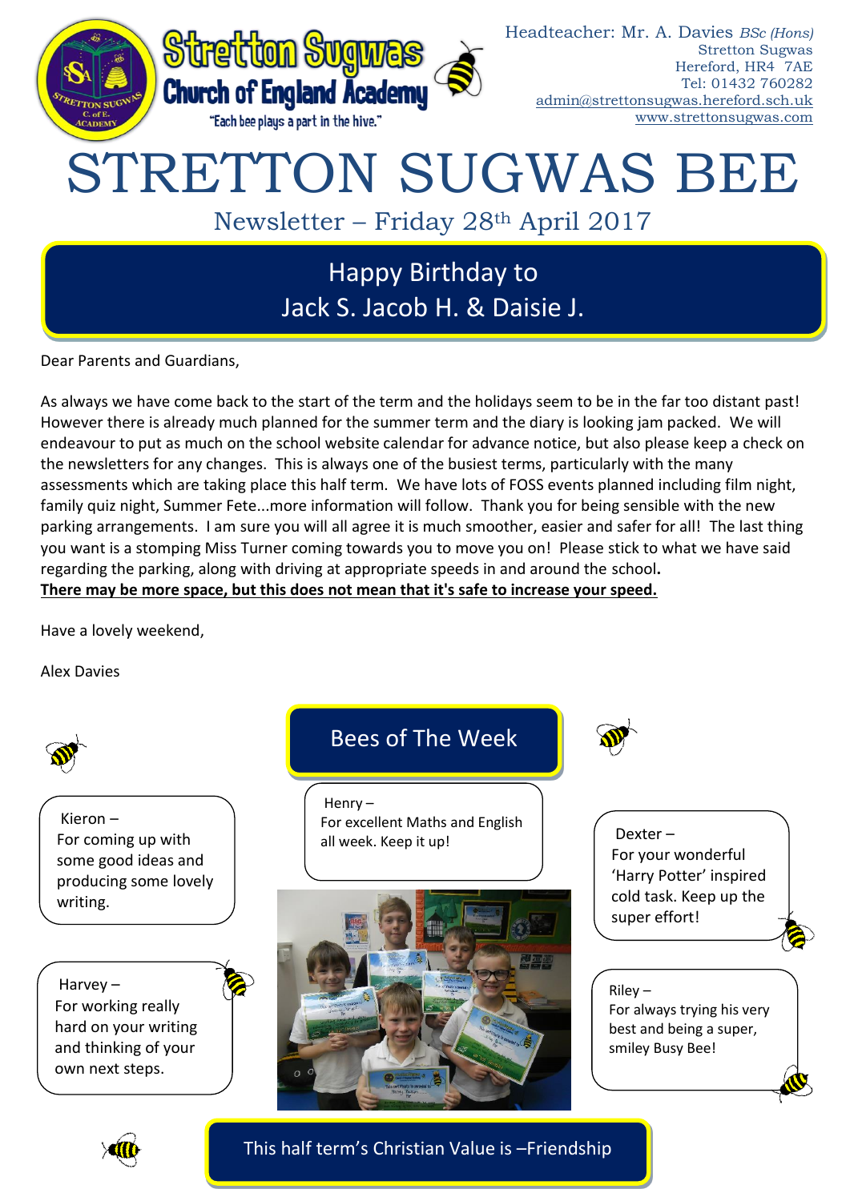Stretton Sugwas Church of England Academy

"Each bee plays a part in the hive."

Headteacher: Mr. A. Davies *BSc (Hons)*
Stretton Sugwas
Hereford, HR4 7AE
Tel: 01432 760282
admin@strettonsugwas.hereford.sch.uk
www.strettonsugwas.com

# STRETTON SUGWAS BEE

## Newsletter – Friday 28th April 2017

### Happy Birthday to Jack S. Jacob H. & Daisie J.

Dear Parents and Guardians,

As always we have come back to the start of the term and the holidays seem to be in the far too distant past! However there is already much planned for the summer term and the diary is looking jam packed. We will endeavour to put as much on the school website calendar for advance notice, but also please keep a check on the newsletters for any changes. This is always one of the busiest terms, particularly with the many assessments which are taking place this half term. We have lots of FOSS events planned including film night, family quiz night, Summer Fete...more information will follow. Thank you for being sensible with the new parking arrangements. I am sure you will all agree it is much smoother, easier and safer for all! The last thing you want is a stomping Miss Turner coming towards you to move you on! Please stick to what we have said regarding the parking, along with driving at appropriate speeds in and around the school.

**There may be more space, but this does not mean that it's safe to increase your speed.**

Have a lovely weekend,

Alex Davies

## Bees of The Week

Kieron – For coming up with some good ideas and producing some lovely writing.

Henry – For excellent Maths and English all week. Keep it up!

Dexter – For your wonderful 'Harry Potter' inspired cold task. Keep up the super effort!

Harvey – For working really hard on your writing and thinking of your own next steps.

Riley – For always trying his very best and being a super, smiley Busy Bee!

### This half term's Christian Value is –Friendship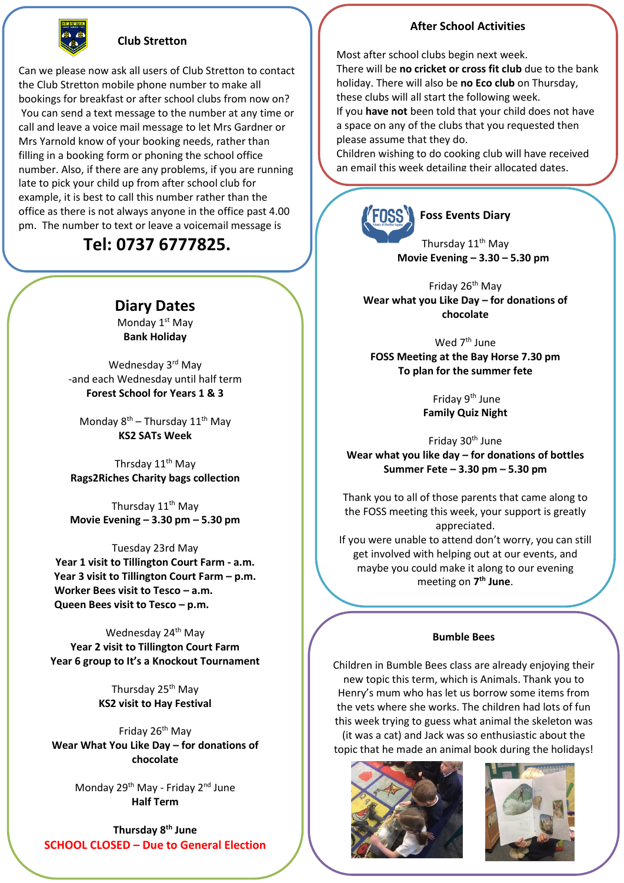## Club Stretton

Can we please now ask all users of Club Stretton to contact the Club Stretton mobile phone number to make all bookings for breakfast or after school clubs from now on? You can send a text message to the number at any time or call and leave a voice mail message to let Mrs Gardner or Mrs Yarnold know of your booking needs, rather than filling in a booking form or phoning the school office number. Also, if there are any problems, if you are running late to pick your child up from after school club for example, it is best to call this number rather than the office as there is not always anyone in the office past 4.00 pm. The number to text or leave a voicemail message is

**Tel: 0737 6777825.**

## Diary Dates

Monday 1st May
**Bank Holiday**

Wednesday 3rd May
-and each Wednesday until half term
**Forest School for Years 1 & 3**

Monday 8th – Thursday 11th May
**KS2 SATs Week**

Thrsday 11th May
**Rags2Riches Charity bags collection**

Thursday 11th May
**Movie Evening – 3.30 pm – 5.30 pm**

Tuesday 23rd May
**Year 1 visit to Tillington Court Farm - a.m.**
**Year 3 visit to Tillington Court Farm – p.m.**
**Worker Bees visit to Tesco – a.m.**
**Queen Bees visit to Tesco – p.m.**

Wednesday 24th May
**Year 2 visit to Tillington Court Farm**
**Year 6 group to It's a Knockout Tournament**

Thursday 25th May
**KS2 visit to Hay Festival**

Friday 26th May
**Wear What You Like Day – for donations of chocolate**

Monday 29th May - Friday 2nd June
**Half Term**

**Thursday 8th June**
**SCHOOL CLOSED – Due to General Election**

## After School Activities

Most after school clubs begin next week.
There will be **no cricket or cross fit club** due to the bank holiday. There will also be **no Eco club** on Thursday, these clubs will all start the following week.
If you **have not** been told that your child does not have a space on any of the clubs that you requested then please assume that they do.
Children wishing to do cooking club will have received an email this week detailing their allocated dates.

## Foss Events Diary

Thursday 11th May
**Movie Evening – 3.30 – 5.30 pm**

Friday 26th May
**Wear what you Like Day – for donations of chocolate**

Wed 7th June
**FOSS Meeting at the Bay Horse 7.30 pm**
**To plan for the summer fete**

Friday 9th June
**Family Quiz Night**

Friday 30th June
**Wear what you like day – for donations of bottles**
**Summer Fete – 3.30 pm – 5.30 pm**

Thank you to all of those parents that came along to the FOSS meeting this week, your support is greatly appreciated.
If you were unable to attend don't worry, you can still get involved with helping out at our events, and maybe you could make it along to our evening meeting on **7th June**.

## Bumble Bees

Children in Bumble Bees class are already enjoying their new topic this term, which is Animals. Thank you to Henry's mum who has let us borrow some items from the vets where she works. The children had lots of fun this week trying to guess what animal the skeleton was (it was a cat) and Jack was so enthusiastic about the topic that he made an animal book during the holidays!